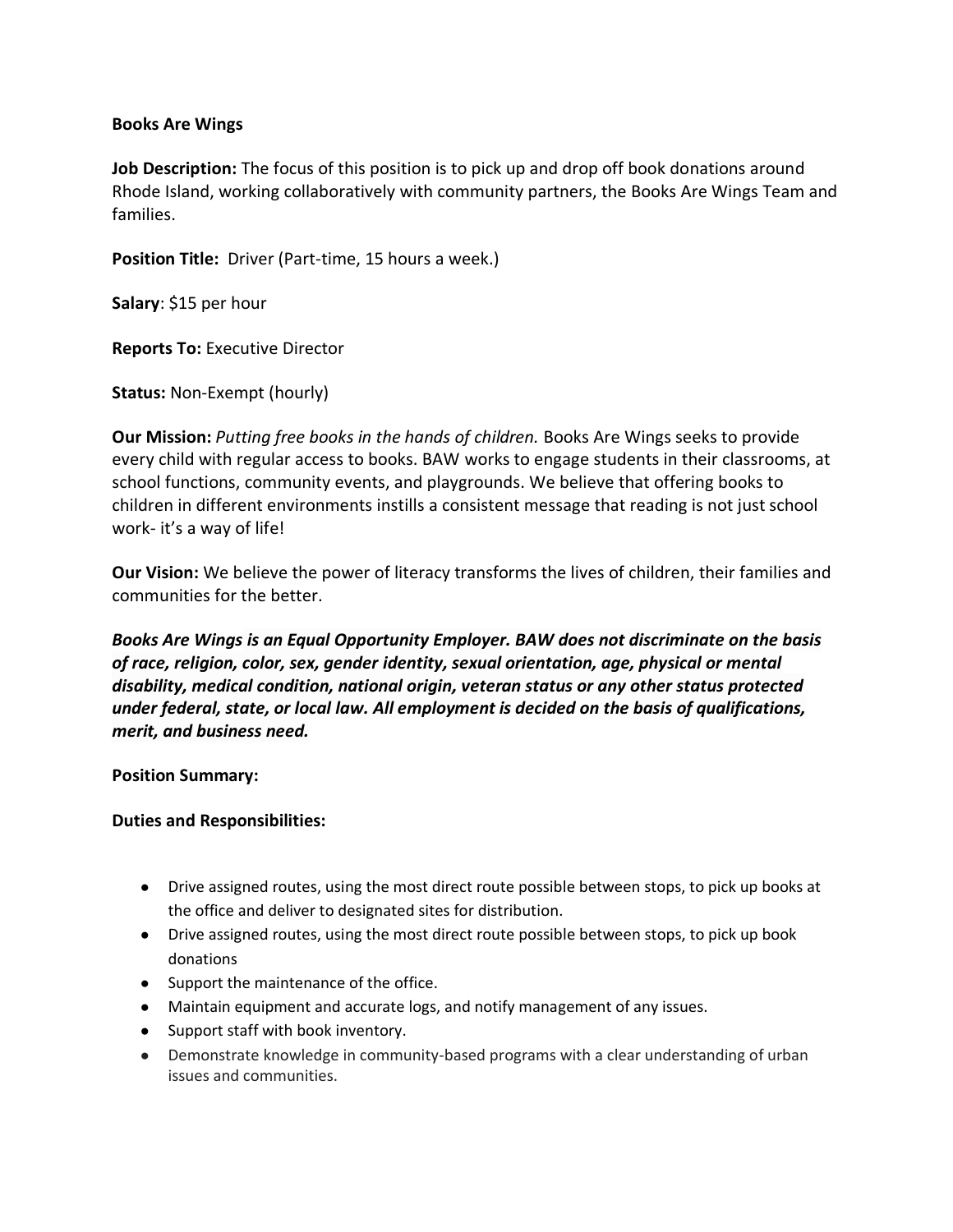**Books Are Wings**

**Job Description:** The focus of this position is to pick up and drop off book donations around Rhode Island, working collaboratively with community partners, the Books Are Wings Team and families.

**Position Title:** Driver (Part-time, 15 hours a week.)

**Salary**: $15 per hour

**Reports To:** Executive Director

**Status:** Non-Exempt (hourly)

**Our Mission:** *Putting free books in the hands of children.* Books Are Wings seeks to provide every child with regular access to books. BAW works to engage students in their classrooms, at school functions, community events, and playgrounds. We believe that offering books to children in different environments instills a consistent message that reading is not just school work- it's a way of life!

**Our Vision:** We believe the power of literacy transforms the lives of children, their families and communities for the better.

***Books Are Wings is an Equal Opportunity Employer. BAW does not discriminate on the basis of race, religion, color, sex, gender identity, sexual orientation, age, physical or mental disability, medical condition, national origin, veteran status or any other status protected under federal, state, or local law. All employment is decided on the basis of qualifications, merit, and business need.***

**Position Summary:**

**Duties and Responsibilities:**

- Drive assigned routes, using the most direct route possible between stops, to pick up books at the office and deliver to designated sites for distribution.
- Drive assigned routes, using the most direct route possible between stops, to pick up book donations
- Support the maintenance of the office.
- Maintain equipment and accurate logs, and notify management of any issues.
- Support staff with book inventory.
- Demonstrate knowledge in community-based programs with a clear understanding of urban issues and communities.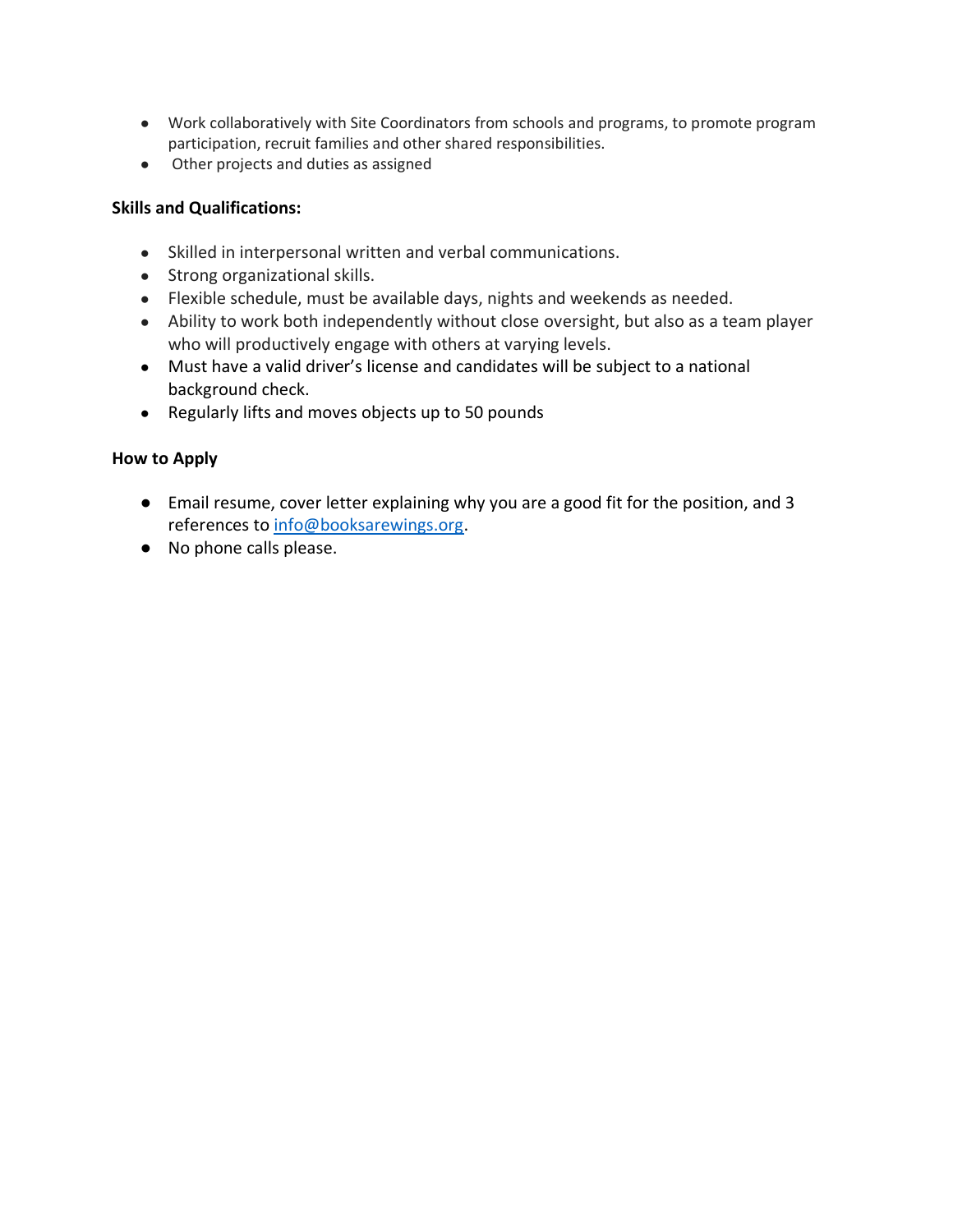- Work collaboratively with Site Coordinators from schools and programs, to promote program participation, recruit families and other shared responsibilities.
- Other projects and duties as assigned

**Skills and Qualifications:**

- Skilled in interpersonal written and verbal communications.
- Strong organizational skills.
- Flexible schedule, must be available days, nights and weekends as needed.
- Ability to work both independently without close oversight, but also as a team player who will productively engage with others at varying levels.
- Must have a valid driver's license and candidates will be subject to a national background check.
- Regularly lifts and moves objects up to 50 pounds

**How to Apply**

- Email resume, cover letter explaining why you are a good fit for the position, and 3 references to info@booksarewings.org.
- No phone calls please.